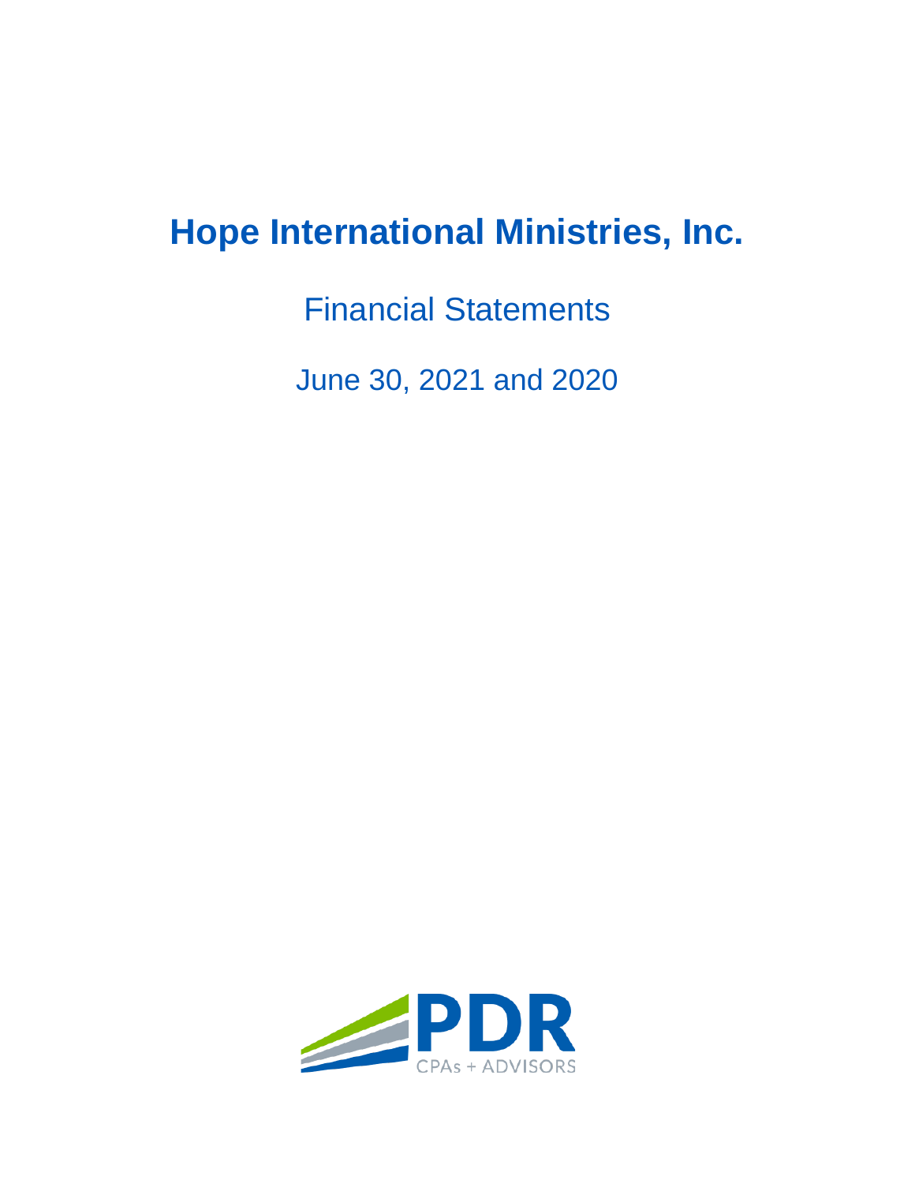# Hope International Ministries, Inc.

Financial Statements

June 30, 2021 and 2020

PDR

CPAs + ADVISORS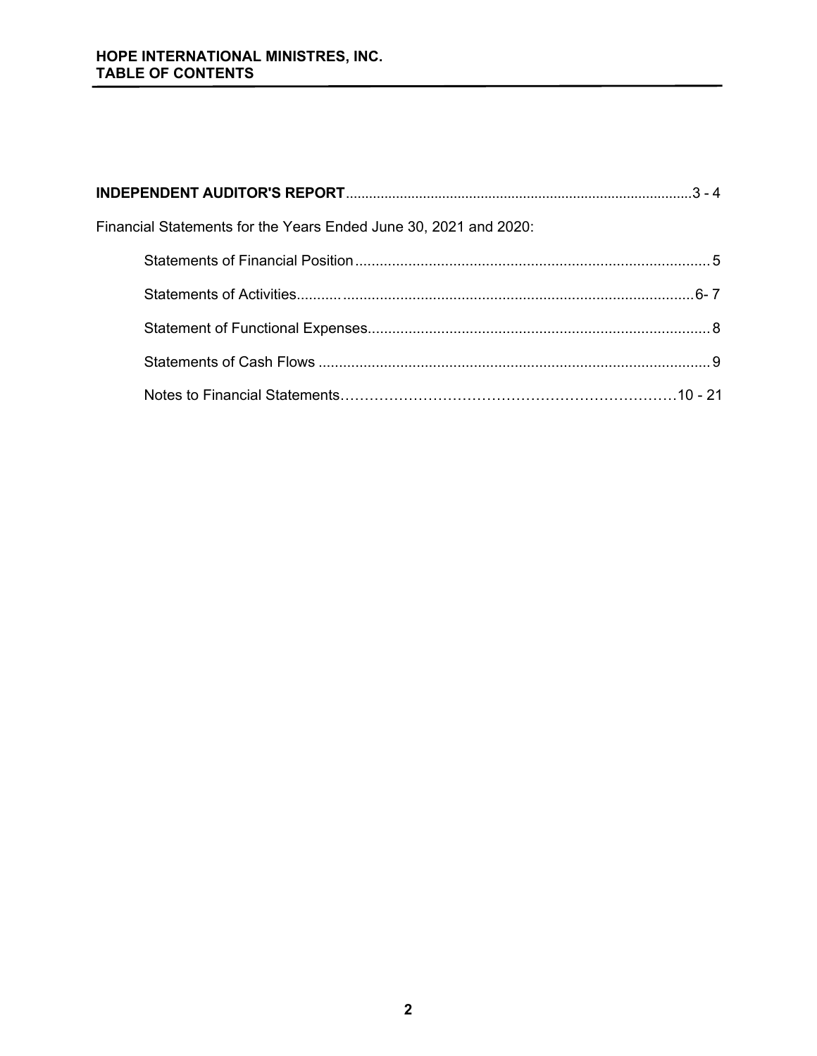**HOPE INTERNATIONAL MINISTRES, INC.**
**TABLE OF CONTENTS**

| | |
|---|---|
| **INDEPENDENT AUDITOR'S REPORT** | 3 - 4 |
| Financial Statements for the Years Ended June 30, 2021 and 2020: | |
| Statements of Financial Position | 5 |
| Statements of Activities | 6- 7 |
| Statement of Functional Expenses | 8 |
| Statements of Cash Flows | 9 |
| Notes to Financial Statements | 10 - 21 |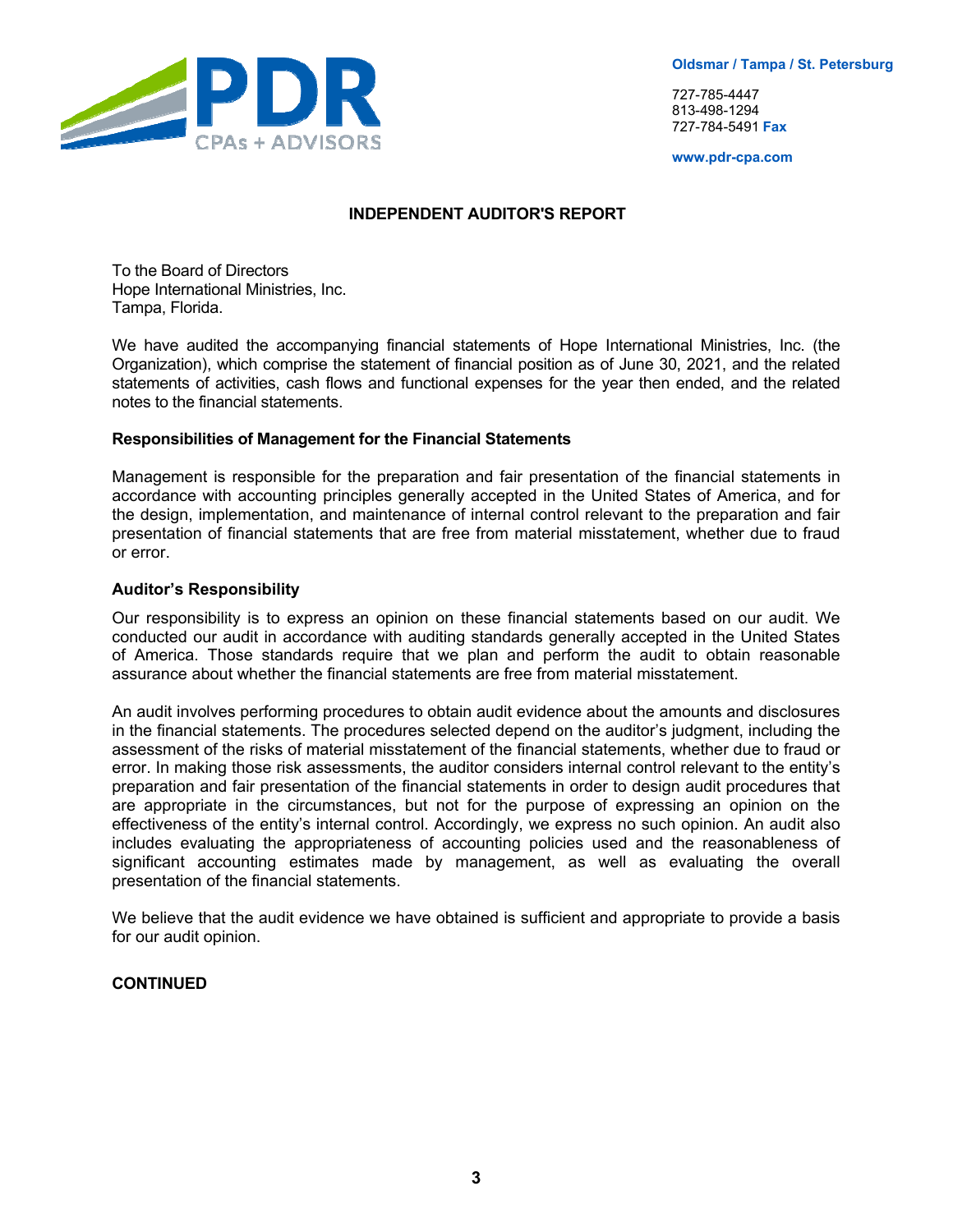PDR CPAs + ADVISORS

**Oldsmar / Tampa / St. Petersburg**

727-785-4447
813-498-1294
727-784-5491 **Fax**

**www.pdr-cpa.com**

## INDEPENDENT AUDITOR'S REPORT

To the Board of Directors
Hope International Ministries, Inc.
Tampa, Florida.

We have audited the accompanying financial statements of Hope International Ministries, Inc. (the Organization), which comprise the statement of financial position as of June 30, 2021, and the related statements of activities, cash flows and functional expenses for the year then ended, and the related notes to the financial statements.

### Responsibilities of Management for the Financial Statements

Management is responsible for the preparation and fair presentation of the financial statements in accordance with accounting principles generally accepted in the United States of America, and for the design, implementation, and maintenance of internal control relevant to the preparation and fair presentation of financial statements that are free from material misstatement, whether due to fraud or error.

### Auditor's Responsibility

Our responsibility is to express an opinion on these financial statements based on our audit. We conducted our audit in accordance with auditing standards generally accepted in the United States of America. Those standards require that we plan and perform the audit to obtain reasonable assurance about whether the financial statements are free from material misstatement.

An audit involves performing procedures to obtain audit evidence about the amounts and disclosures in the financial statements. The procedures selected depend on the auditor's judgment, including the assessment of the risks of material misstatement of the financial statements, whether due to fraud or error. In making those risk assessments, the auditor considers internal control relevant to the entity's preparation and fair presentation of the financial statements in order to design audit procedures that are appropriate in the circumstances, but not for the purpose of expressing an opinion on the effectiveness of the entity's internal control. Accordingly, we express no such opinion. An audit also includes evaluating the appropriateness of accounting policies used and the reasonableness of significant accounting estimates made by management, as well as evaluating the overall presentation of the financial statements.

We believe that the audit evidence we have obtained is sufficient and appropriate to provide a basis for our audit opinion.

**CONTINUED**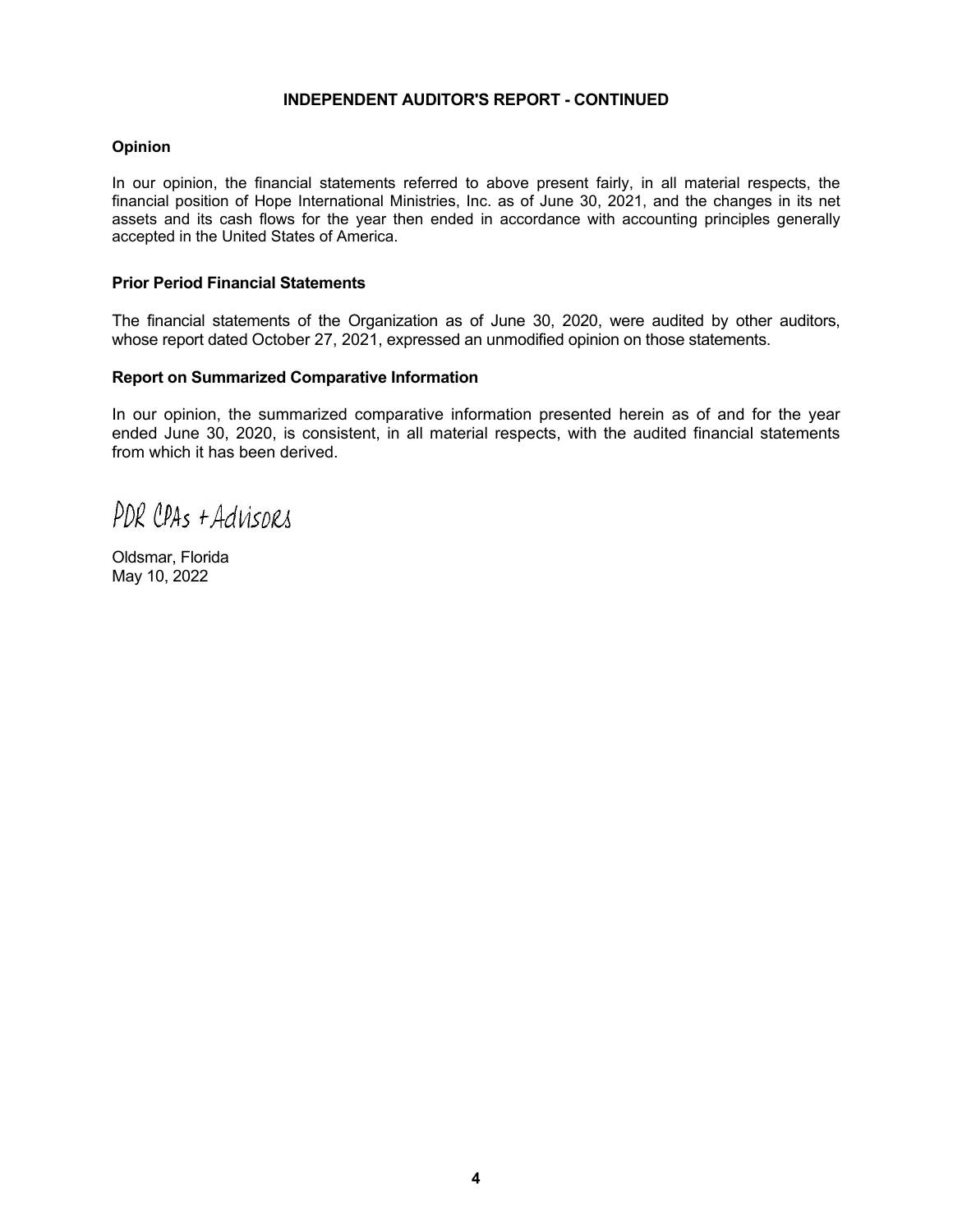## INDEPENDENT AUDITOR'S REPORT - CONTINUED

### Opinion

In our opinion, the financial statements referred to above present fairly, in all material respects, the financial position of Hope International Ministries, Inc. as of June 30, 2021, and the changes in its net assets and its cash flows for the year then ended in accordance with accounting principles generally accepted in the United States of America.

### Prior Period Financial Statements

The financial statements of the Organization as of June 30, 2020, were audited by other auditors, whose report dated October 27, 2021, expressed an unmodified opinion on those statements.

### Report on Summarized Comparative Information

In our opinion, the summarized comparative information presented herein as of and for the year ended June 30, 2020, is consistent, in all material respects, with the audited financial statements from which it has been derived.

PDR CPAs + Advisors

Oldsmar, Florida
May 10, 2022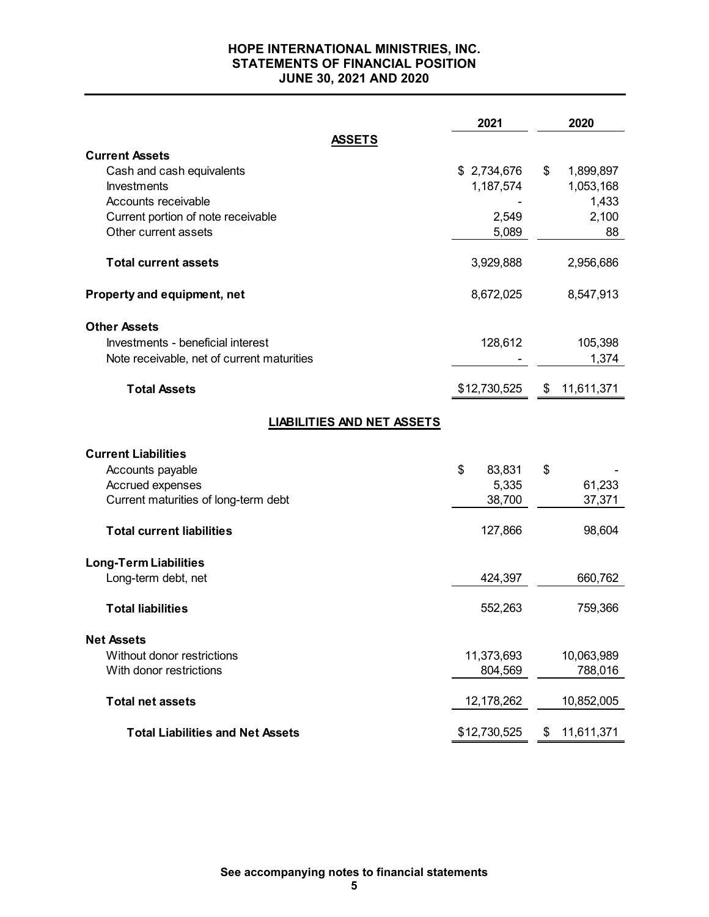# HOPE INTERNATIONAL MINISTRIES, INC.
## STATEMENTS OF FINANCIAL POSITION
### JUNE 30, 2021 AND 2020

| | 2021 | 2020 |
|---|---|---|
| **ASSETS** | | |
| **Current Assets** | | |
| Cash and cash equivalents | $ 2,734,676 | $ 1,899,897 |
| Investments | 1,187,574 | 1,053,168 |
| Accounts receivable | - | 1,433 |
| Current portion of note receivable | 2,549 | 2,100 |
| Other current assets | 5,089 | 88 |
| **Total current assets** | 3,929,888 | 2,956,686 |
| **Property and equipment, net** | 8,672,025 | 8,547,913 |
| **Other Assets** | | |
| Investments - beneficial interest | 128,612 | 105,398 |
| Note receivable, net of current maturities | - | 1,374 |
| **Total Assets** | $12,730,525 | $ 11,611,371 |
| **LIABILITIES AND NET ASSETS** | | |
| **Current Liabilities** | | |
| Accounts payable | $ 83,831 | $ - |
| Accrued expenses | 5,335 | 61,233 |
| Current maturities of long-term debt | 38,700 | 37,371 |
| **Total current liabilities** | 127,866 | 98,604 |
| **Long-Term Liabilities** | | |
| Long-term debt, net | 424,397 | 660,762 |
| **Total liabilities** | 552,263 | 759,366 |
| **Net Assets** | | |
| Without donor restrictions | 11,373,693 | 10,063,989 |
| With donor restrictions | 804,569 | 788,016 |
| **Total net assets** | 12,178,262 | 10,852,005 |
| **Total Liabilities and Net Assets** | $12,730,525 | $ 11,611,371 |

**See accompanying notes to financial statements**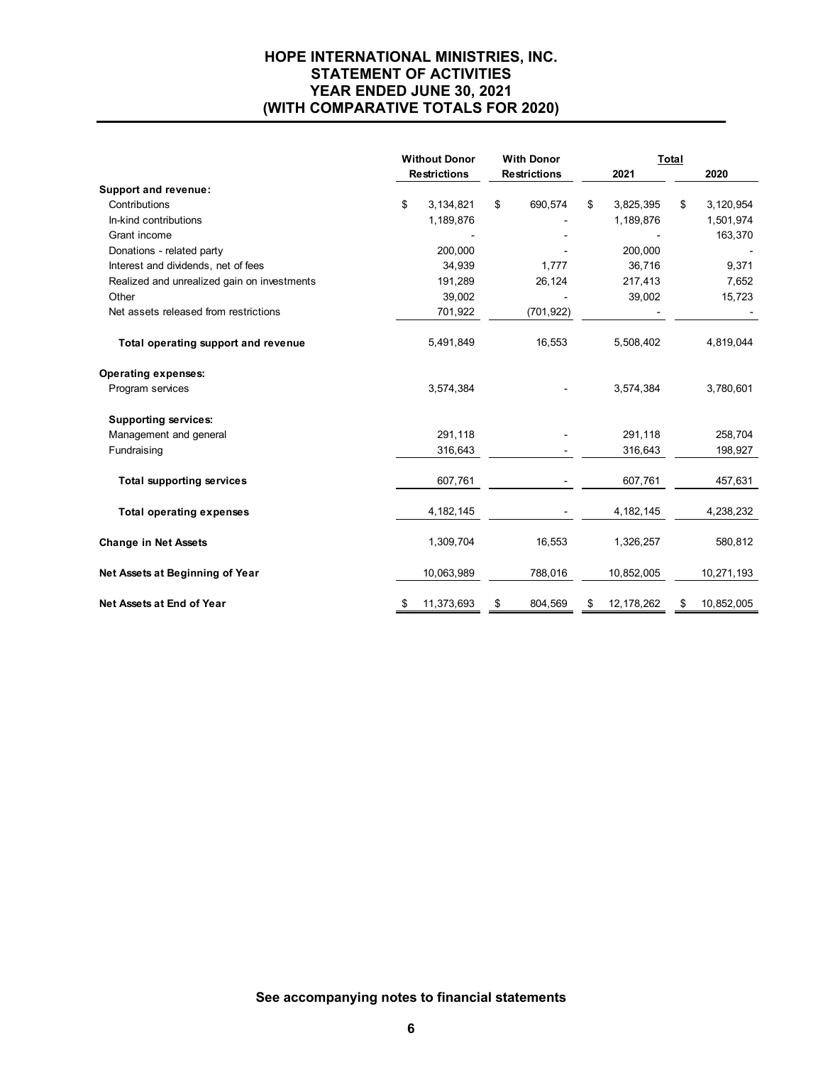# HOPE INTERNATIONAL MINISTRIES, INC.
## STATEMENT OF ACTIVITIES
## YEAR ENDED JUNE 30, 2021
## (WITH COMPARATIVE TOTALS FOR 2020)

| | Without Donor Restrictions | With Donor Restrictions | Total 2021 | Total 2020 |
|---|---|---|---|---|
| **Support and revenue:** | | | | |
| Contributions | $ 3,134,821 | $ 690,574 | $ 3,825,395 | $ 3,120,954 |
| In-kind contributions | 1,189,876 | - | 1,189,876 | 1,501,974 |
| Grant income | - | - | - | 163,370 |
| Donations - related party | 200,000 | - | 200,000 | - |
| Interest and dividends, net of fees | 34,939 | 1,777 | 36,716 | 9,371 |
| Realized and unrealized gain on investments | 191,289 | 26,124 | 217,413 | 7,652 |
| Other | 39,002 | - | 39,002 | 15,723 |
| Net assets released from restrictions | 701,922 | (701,922) | - | - |
| **Total operating support and revenue** | 5,491,849 | 16,553 | 5,508,402 | 4,819,044 |
| **Operating expenses:** | | | | |
| Program services | 3,574,384 | - | 3,574,384 | 3,780,601 |
| **Supporting services:** | | | | |
| Management and general | 291,118 | - | 291,118 | 258,704 |
| Fundraising | 316,643 | - | 316,643 | 198,927 |
| **Total supporting services** | 607,761 | - | 607,761 | 457,631 |
| **Total operating expenses** | 4,182,145 | - | 4,182,145 | 4,238,232 |
| **Change in Net Assets** | 1,309,704 | 16,553 | 1,326,257 | 580,812 |
| **Net Assets at Beginning of Year** | 10,063,989 | 788,016 | 10,852,005 | 10,271,193 |
| **Net Assets at End of Year** | $ 11,373,693 | $ 804,569 | $ 12,178,262 | $ 10,852,005 |

**See accompanying notes to financial statements**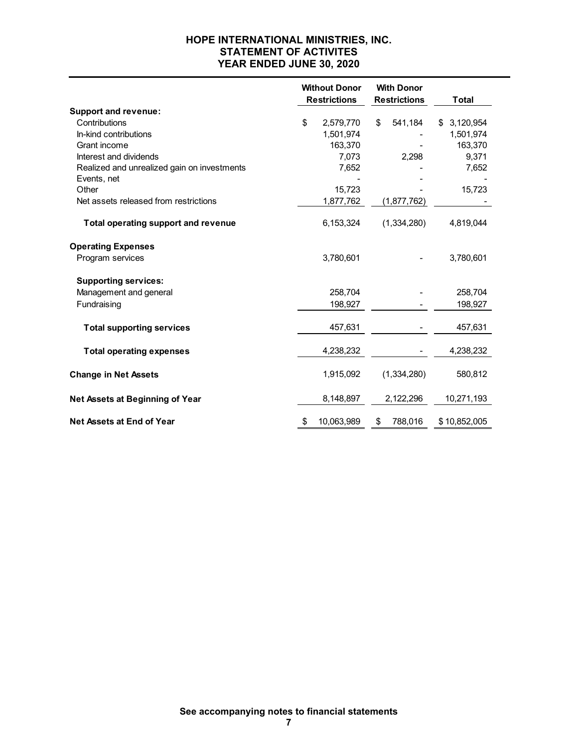# HOPE INTERNATIONAL MINISTRIES, INC.
## STATEMENT OF ACTIVITES
## YEAR ENDED JUNE 30, 2020

| | Without Donor Restrictions | With Donor Restrictions | Total |
|---|---|---|---|
| **Support and revenue:** | | | |
| Contributions | $ 2,579,770 | $ 541,184 | $ 3,120,954 |
| In-kind contributions | 1,501,974 | - | 1,501,974 |
| Grant income | 163,370 | - | 163,370 |
| Interest and dividends | 7,073 | 2,298 | 9,371 |
| Realized and unrealized gain on investments | 7,652 | - | 7,652 |
| Events, net | - | - | - |
| Other | 15,723 | - | 15,723 |
| Net assets released from restrictions | 1,877,762 | (1,877,762) | - |
| **Total operating support and revenue** | 6,153,324 | (1,334,280) | 4,819,044 |
| **Operating Expenses** | | | |
| Program services | 3,780,601 | - | 3,780,601 |
| **Supporting services:** | | | |
| Management and general | 258,704 | - | 258,704 |
| Fundraising | 198,927 | - | 198,927 |
| **Total supporting services** | 457,631 | - | 457,631 |
| **Total operating expenses** | 4,238,232 | - | 4,238,232 |
| **Change in Net Assets** | 1,915,092 | (1,334,280) | 580,812 |
| **Net Assets at Beginning of Year** | 8,148,897 | 2,122,296 | 10,271,193 |
| **Net Assets at End of Year** | $ 10,063,989 | $ 788,016 | $ 10,852,005 |

**See accompanying notes to financial statements**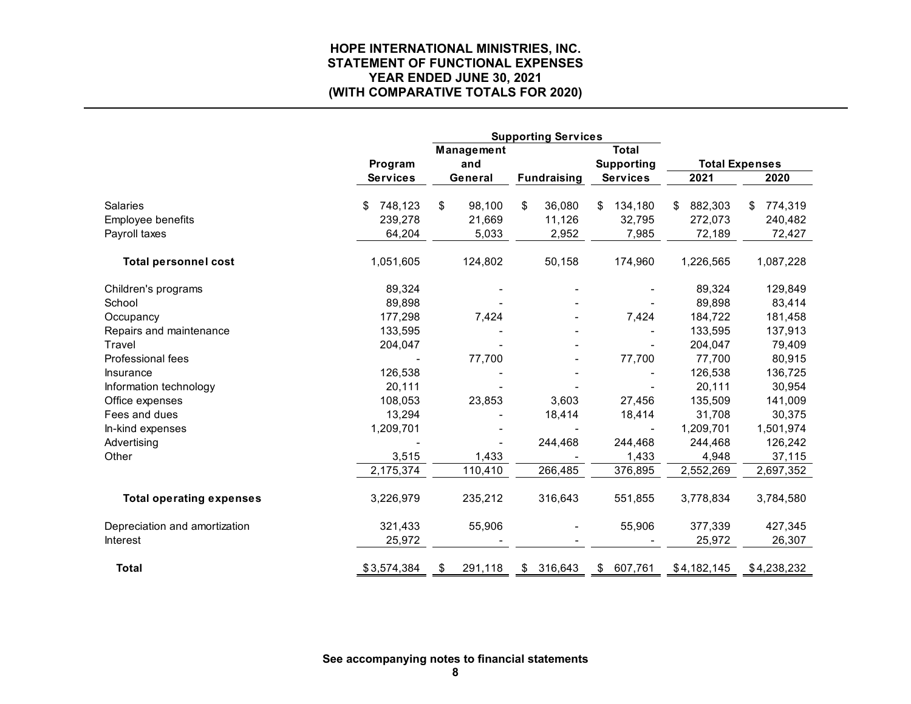# HOPE INTERNATIONAL MINISTRIES, INC.
## STATEMENT OF FUNCTIONAL EXPENSES
## YEAR ENDED JUNE 30, 2021
## (WITH COMPARATIVE TOTALS FOR 2020)

| | | Supporting Services | | | | |
|---|---|---|---|---|---|---|
| | Program Services | Management and General | Fundraising | Total Supporting Services | Total Expenses 2021 | Total Expenses 2020 |
| Salaries | $ 748,123 | $ 98,100 | $ 36,080 | $ 134,180 | $ 882,303 | $ 774,319 |
| Employee benefits | 239,278 | 21,669 | 11,126 | 32,795 | 272,073 | 240,482 |
| Payroll taxes | 64,204 | 5,033 | 2,952 | 7,985 | 72,189 | 72,427 |
| **Total personnel cost** | 1,051,605 | 124,802 | 50,158 | 174,960 | 1,226,565 | 1,087,228 |
| Children's programs | 89,324 | - | - | - | 89,324 | 129,849 |
| School | 89,898 | - | - | - | 89,898 | 83,414 |
| Occupancy | 177,298 | 7,424 | - | 7,424 | 184,722 | 181,458 |
| Repairs and maintenance | 133,595 | - | - | - | 133,595 | 137,913 |
| Travel | 204,047 | - | - | - | 204,047 | 79,409 |
| Professional fees | - | 77,700 | - | 77,700 | 77,700 | 80,915 |
| Insurance | 126,538 | - | - | - | 126,538 | 136,725 |
| Information technology | 20,111 | - | - | - | 20,111 | 30,954 |
| Office expenses | 108,053 | 23,853 | 3,603 | 27,456 | 135,509 | 141,009 |
| Fees and dues | 13,294 | - | 18,414 | 18,414 | 31,708 | 30,375 |
| In-kind expenses | 1,209,701 | - | - | - | 1,209,701 | 1,501,974 |
| Advertising | - | - | 244,468 | 244,468 | 244,468 | 126,242 |
| Other | 3,515 | 1,433 | - | 1,433 | 4,948 | 37,115 |
| | 2,175,374 | 110,410 | 266,485 | 376,895 | 2,552,269 | 2,697,352 |
| **Total operating expenses** | 3,226,979 | 235,212 | 316,643 | 551,855 | 3,778,834 | 3,784,580 |
| Depreciation and amortization | 321,433 | 55,906 | - | 55,906 | 377,339 | 427,345 |
| Interest | 25,972 | - | - | - | 25,972 | 26,307 |
| **Total** | $3,574,384 | $ 291,118 | $ 316,643 | $ 607,761 | $4,182,145 | $4,238,232 |

**See accompanying notes to financial statements**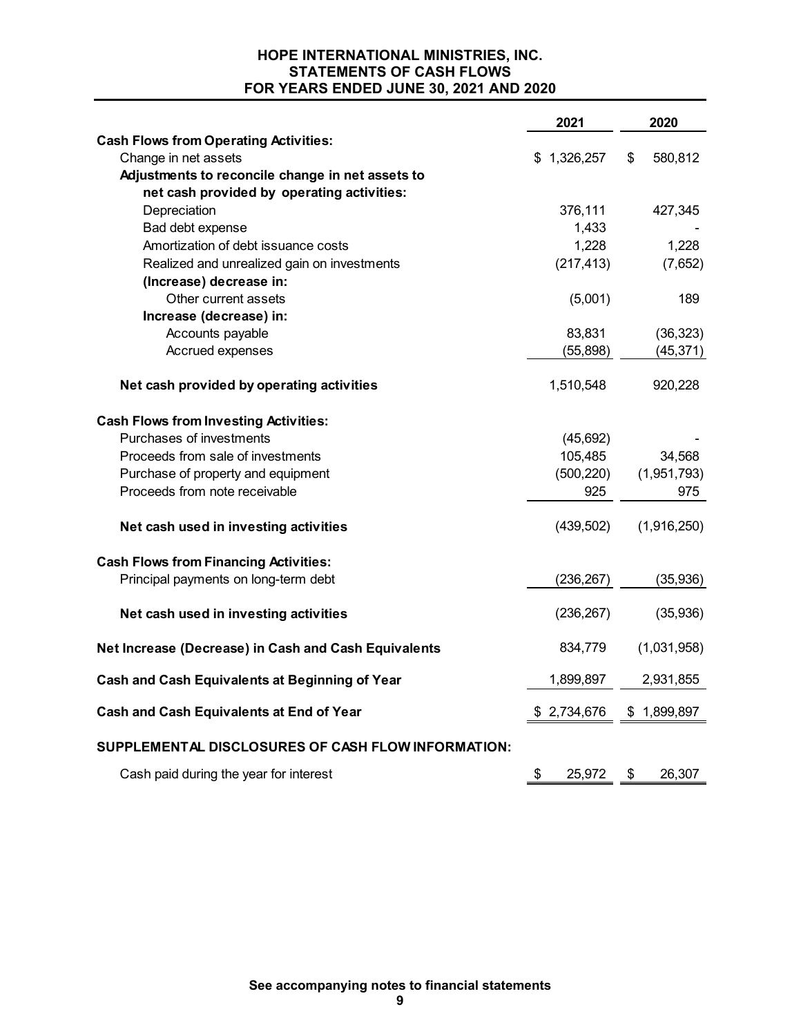# HOPE INTERNATIONAL MINISTRIES, INC.
## STATEMENTS OF CASH FLOWS
## FOR YEARS ENDED JUNE 30, 2021 AND 2020

| | 2021 | 2020 |
|---|---|---|
| **Cash Flows from Operating Activities:** | | |
| Change in net assets | $ 1,326,257 | $ 580,812 |
| **Adjustments to reconcile change in net assets to net cash provided by operating activities:** | | |
| Depreciation | 376,111 | 427,345 |
| Bad debt expense | 1,433 | - |
| Amortization of debt issuance costs | 1,228 | 1,228 |
| Realized and unrealized gain on investments | (217,413) | (7,652) |
| **(Increase) decrease in:** | | |
| Other current assets | (5,001) | 189 |
| **Increase (decrease) in:** | | |
| Accounts payable | 83,831 | (36,323) |
| Accrued expenses | (55,898) | (45,371) |
| **Net cash provided by operating activities** | 1,510,548 | 920,228 |
| **Cash Flows from Investing Activities:** | | |
| Purchases of investments | (45,692) | - |
| Proceeds from sale of investments | 105,485 | 34,568 |
| Purchase of property and equipment | (500,220) | (1,951,793) |
| Proceeds from note receivable | 925 | 975 |
| **Net cash used in investing activities** | (439,502) | (1,916,250) |
| **Cash Flows from Financing Activities:** | | |
| Principal payments on long-term debt | (236,267) | (35,936) |
| **Net cash used in investing activities** | (236,267) | (35,936) |
| **Net Increase (Decrease) in Cash and Cash Equivalents** | 834,779 | (1,031,958) |
| **Cash and Cash Equivalents at Beginning of Year** | 1,899,897 | 2,931,855 |
| **Cash and Cash Equivalents at End of Year** | $ 2,734,676 | $ 1,899,897 |
| **SUPPLEMENTAL DISCLOSURES OF CASH FLOW INFORMATION:** | | |
| Cash paid during the year for interest | $ 25,972 | $ 26,307 |

**See accompanying notes to financial statements**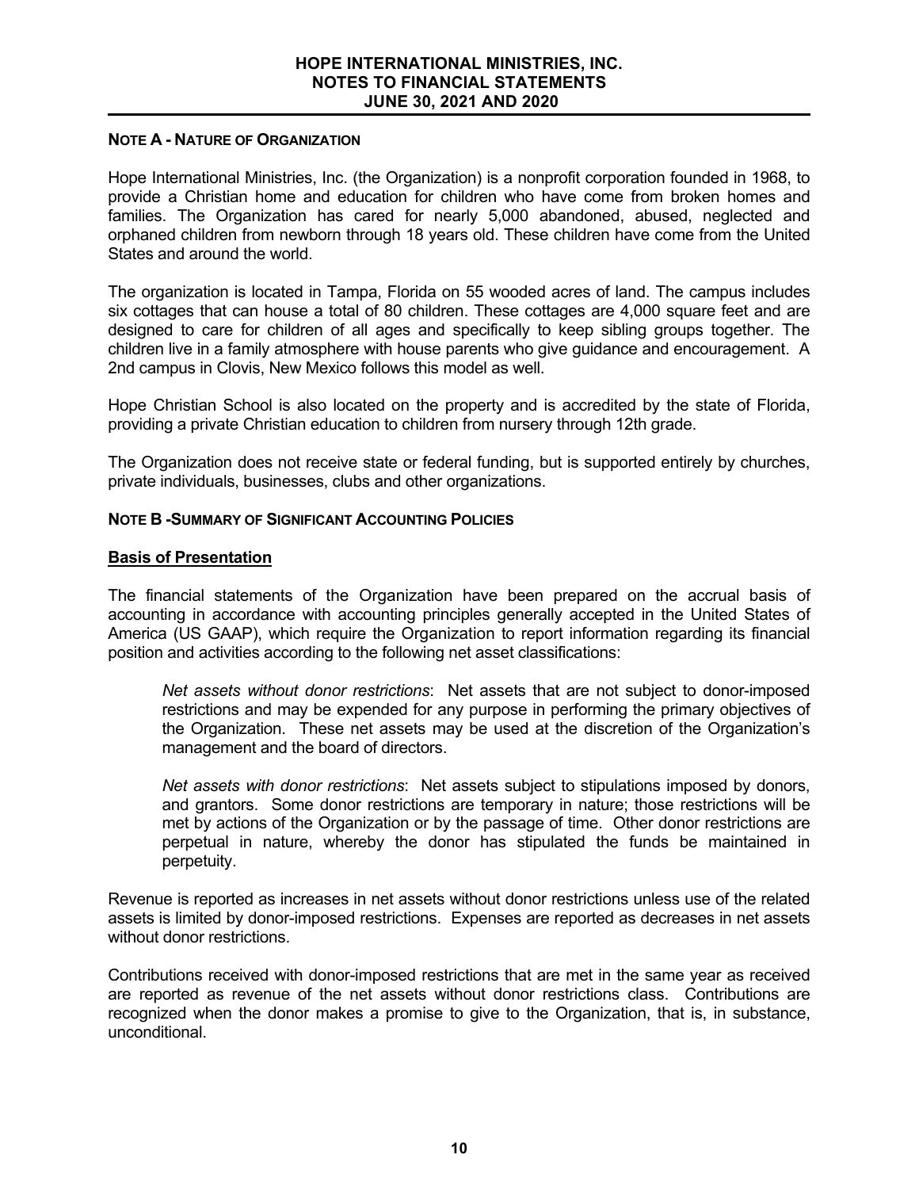## NOTE A - NATURE OF ORGANIZATION

Hope International Ministries, Inc. (the Organization) is a nonprofit corporation founded in 1968, to provide a Christian home and education for children who have come from broken homes and families. The Organization has cared for nearly 5,000 abandoned, abused, neglected and orphaned children from newborn through 18 years old. These children have come from the United States and around the world.

The organization is located in Tampa, Florida on 55 wooded acres of land. The campus includes six cottages that can house a total of 80 children. These cottages are 4,000 square feet and are designed to care for children of all ages and specifically to keep sibling groups together. The children live in a family atmosphere with house parents who give guidance and encouragement. A 2nd campus in Clovis, New Mexico follows this model as well.

Hope Christian School is also located on the property and is accredited by the state of Florida, providing a private Christian education to children from nursery through 12th grade.

The Organization does not receive state or federal funding, but is supported entirely by churches, private individuals, businesses, clubs and other organizations.

## NOTE B -SUMMARY OF SIGNIFICANT ACCOUNTING POLICIES

### Basis of Presentation

The financial statements of the Organization have been prepared on the accrual basis of accounting in accordance with accounting principles generally accepted in the United States of America (US GAAP), which require the Organization to report information regarding its financial position and activities according to the following net asset classifications:

*Net assets without donor restrictions*: Net assets that are not subject to donor-imposed restrictions and may be expended for any purpose in performing the primary objectives of the Organization. These net assets may be used at the discretion of the Organization's management and the board of directors.

*Net assets with donor restrictions*: Net assets subject to stipulations imposed by donors, and grantors. Some donor restrictions are temporary in nature; those restrictions will be met by actions of the Organization or by the passage of time. Other donor restrictions are perpetual in nature, whereby the donor has stipulated the funds be maintained in perpetuity.

Revenue is reported as increases in net assets without donor restrictions unless use of the related assets is limited by donor-imposed restrictions. Expenses are reported as decreases in net assets without donor restrictions.

Contributions received with donor-imposed restrictions that are met in the same year as received are reported as revenue of the net assets without donor restrictions class. Contributions are recognized when the donor makes a promise to give to the Organization, that is, in substance, unconditional.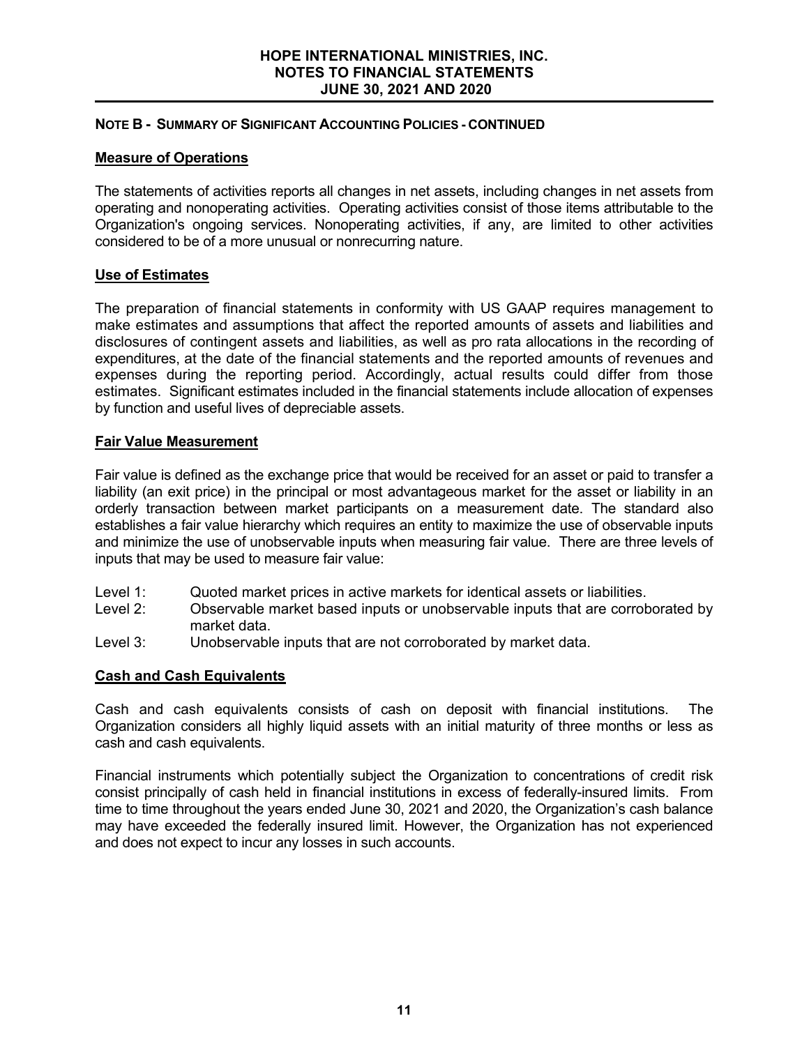**NOTE B - SUMMARY OF SIGNIFICANT ACCOUNTING POLICIES - CONTINUED**

## Measure of Operations

The statements of activities reports all changes in net assets, including changes in net assets from operating and nonoperating activities. Operating activities consist of those items attributable to the Organization's ongoing services. Nonoperating activities, if any, are limited to other activities considered to be of a more unusual or nonrecurring nature.

## Use of Estimates

The preparation of financial statements in conformity with US GAAP requires management to make estimates and assumptions that affect the reported amounts of assets and liabilities and disclosures of contingent assets and liabilities, as well as pro rata allocations in the recording of expenditures, at the date of the financial statements and the reported amounts of revenues and expenses during the reporting period. Accordingly, actual results could differ from those estimates. Significant estimates included in the financial statements include allocation of expenses by function and useful lives of depreciable assets.

## Fair Value Measurement

Fair value is defined as the exchange price that would be received for an asset or paid to transfer a liability (an exit price) in the principal or most advantageous market for the asset or liability in an orderly transaction between market participants on a measurement date. The standard also establishes a fair value hierarchy which requires an entity to maximize the use of observable inputs and minimize the use of unobservable inputs when measuring fair value. There are three levels of inputs that may be used to measure fair value:

- Level 1: Quoted market prices in active markets for identical assets or liabilities.
- Level 2: Observable market based inputs or unobservable inputs that are corroborated by market data.
- Level 3: Unobservable inputs that are not corroborated by market data.

## Cash and Cash Equivalents

Cash and cash equivalents consists of cash on deposit with financial institutions. The Organization considers all highly liquid assets with an initial maturity of three months or less as cash and cash equivalents.

Financial instruments which potentially subject the Organization to concentrations of credit risk consist principally of cash held in financial institutions in excess of federally-insured limits. From time to time throughout the years ended June 30, 2021 and 2020, the Organization's cash balance may have exceeded the federally insured limit. However, the Organization has not experienced and does not expect to incur any losses in such accounts.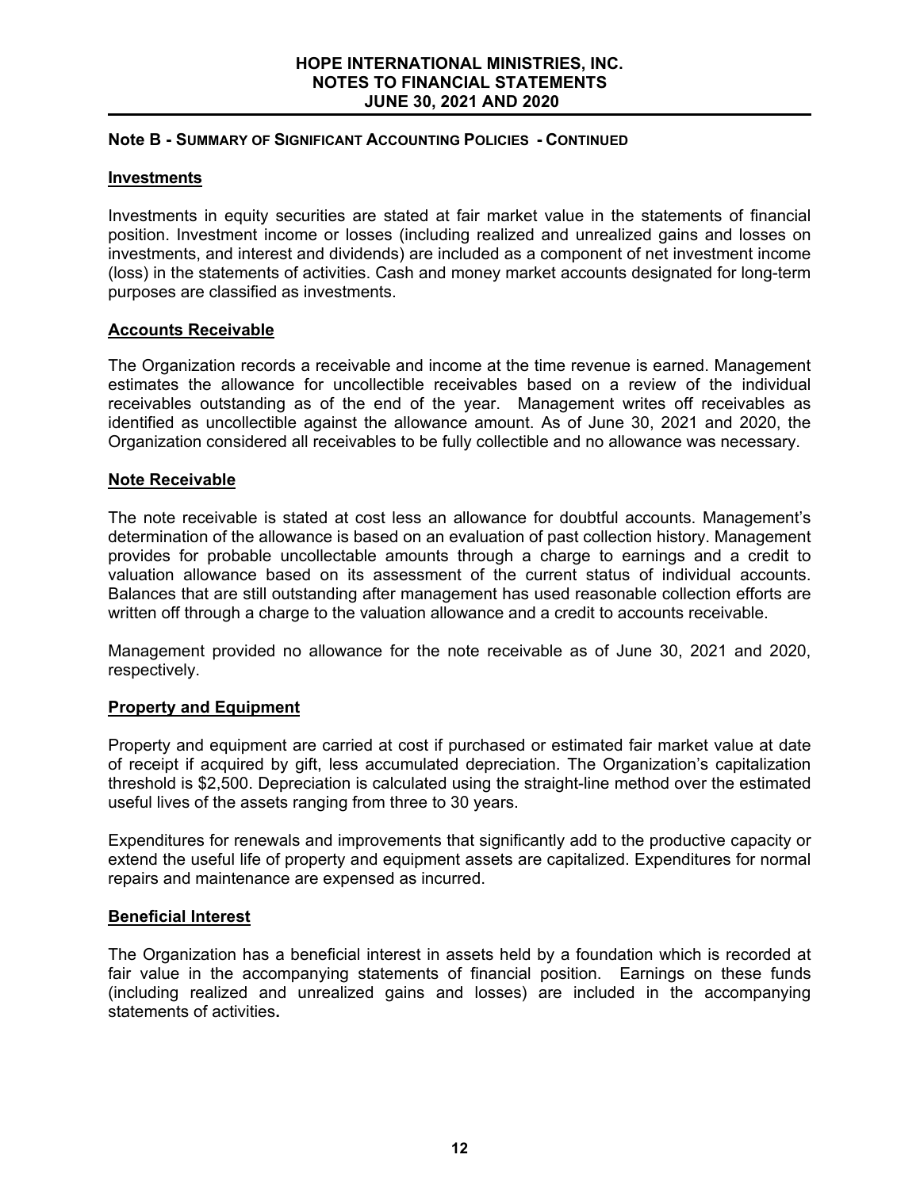**Note B - Summary of Significant Accounting Policies - Continued**

### Investments

Investments in equity securities are stated at fair market value in the statements of financial position. Investment income or losses (including realized and unrealized gains and losses on investments, and interest and dividends) are included as a component of net investment income (loss) in the statements of activities. Cash and money market accounts designated for long-term purposes are classified as investments.

### Accounts Receivable

The Organization records a receivable and income at the time revenue is earned. Management estimates the allowance for uncollectible receivables based on a review of the individual receivables outstanding as of the end of the year. Management writes off receivables as identified as uncollectible against the allowance amount. As of June 30, 2021 and 2020, the Organization considered all receivables to be fully collectible and no allowance was necessary.

### Note Receivable

The note receivable is stated at cost less an allowance for doubtful accounts. Management's determination of the allowance is based on an evaluation of past collection history. Management provides for probable uncollectable amounts through a charge to earnings and a credit to valuation allowance based on its assessment of the current status of individual accounts. Balances that are still outstanding after management has used reasonable collection efforts are written off through a charge to the valuation allowance and a credit to accounts receivable.

Management provided no allowance for the note receivable as of June 30, 2021 and 2020, respectively.

### Property and Equipment

Property and equipment are carried at cost if purchased or estimated fair market value at date of receipt if acquired by gift, less accumulated depreciation. The Organization's capitalization threshold is $2,500. Depreciation is calculated using the straight-line method over the estimated useful lives of the assets ranging from three to 30 years.

Expenditures for renewals and improvements that significantly add to the productive capacity or extend the useful life of property and equipment assets are capitalized. Expenditures for normal repairs and maintenance are expensed as incurred.

### Beneficial Interest

The Organization has a beneficial interest in assets held by a foundation which is recorded at fair value in the accompanying statements of financial position. Earnings on these funds (including realized and unrealized gains and losses) are included in the accompanying statements of activities.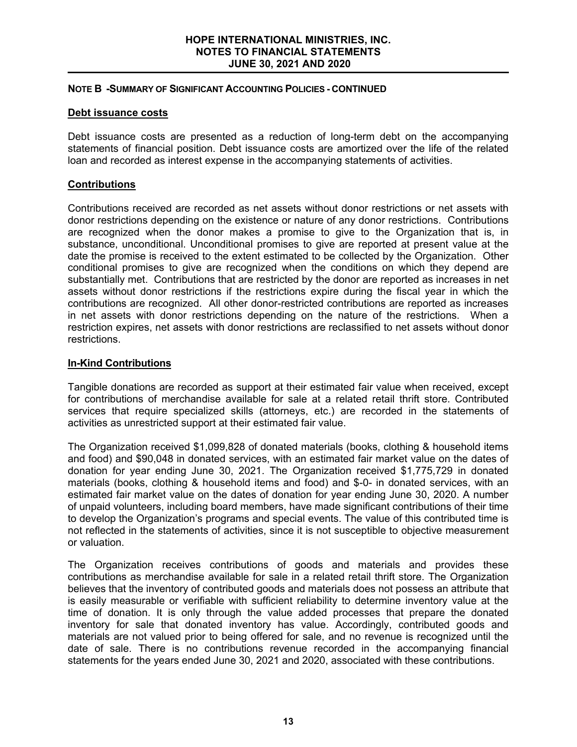## NOTE B - SUMMARY OF SIGNIFICANT ACCOUNTING POLICIES - CONTINUED

### Debt issuance costs

Debt issuance costs are presented as a reduction of long-term debt on the accompanying statements of financial position. Debt issuance costs are amortized over the life of the related loan and recorded as interest expense in the accompanying statements of activities.

### Contributions

Contributions received are recorded as net assets without donor restrictions or net assets with donor restrictions depending on the existence or nature of any donor restrictions. Contributions are recognized when the donor makes a promise to give to the Organization that is, in substance, unconditional. Unconditional promises to give are reported at present value at the date the promise is received to the extent estimated to be collected by the Organization. Other conditional promises to give are recognized when the conditions on which they depend are substantially met. Contributions that are restricted by the donor are reported as increases in net assets without donor restrictions if the restrictions expire during the fiscal year in which the contributions are recognized. All other donor-restricted contributions are reported as increases in net assets with donor restrictions depending on the nature of the restrictions. When a restriction expires, net assets with donor restrictions are reclassified to net assets without donor restrictions.

### In-Kind Contributions

Tangible donations are recorded as support at their estimated fair value when received, except for contributions of merchandise available for sale at a related retail thrift store. Contributed services that require specialized skills (attorneys, etc.) are recorded in the statements of activities as unrestricted support at their estimated fair value.

The Organization received $1,099,828 of donated materials (books, clothing & household items and food) and $90,048 in donated services, with an estimated fair market value on the dates of donation for year ending June 30, 2021. The Organization received $1,775,729 in donated materials (books, clothing & household items and food) and $-0- in donated services, with an estimated fair market value on the dates of donation for year ending June 30, 2020. A number of unpaid volunteers, including board members, have made significant contributions of their time to develop the Organization's programs and special events. The value of this contributed time is not reflected in the statements of activities, since it is not susceptible to objective measurement or valuation.

The Organization receives contributions of goods and materials and provides these contributions as merchandise available for sale in a related retail thrift store. The Organization believes that the inventory of contributed goods and materials does not possess an attribute that is easily measurable or verifiable with sufficient reliability to determine inventory value at the time of donation. It is only through the value added processes that prepare the donated inventory for sale that donated inventory has value. Accordingly, contributed goods and materials are not valued prior to being offered for sale, and no revenue is recognized until the date of sale. There is no contributions revenue recorded in the accompanying financial statements for the years ended June 30, 2021 and 2020, associated with these contributions.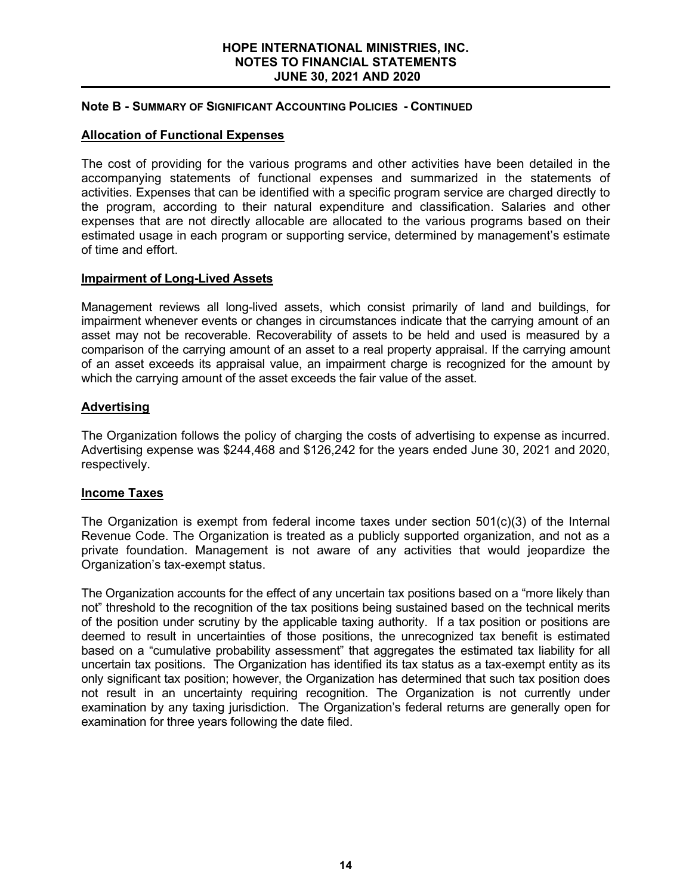## Note B - Summary of Significant Accounting Policies - Continued

### Allocation of Functional Expenses

The cost of providing for the various programs and other activities have been detailed in the accompanying statements of functional expenses and summarized in the statements of activities. Expenses that can be identified with a specific program service are charged directly to the program, according to their natural expenditure and classification. Salaries and other expenses that are not directly allocable are allocated to the various programs based on their estimated usage in each program or supporting service, determined by management's estimate of time and effort.

### Impairment of Long-Lived Assets

Management reviews all long-lived assets, which consist primarily of land and buildings, for impairment whenever events or changes in circumstances indicate that the carrying amount of an asset may not be recoverable. Recoverability of assets to be held and used is measured by a comparison of the carrying amount of an asset to a real property appraisal. If the carrying amount of an asset exceeds its appraisal value, an impairment charge is recognized for the amount by which the carrying amount of the asset exceeds the fair value of the asset.

### Advertising

The Organization follows the policy of charging the costs of advertising to expense as incurred. Advertising expense was $244,468 and $126,242 for the years ended June 30, 2021 and 2020, respectively.

### Income Taxes

The Organization is exempt from federal income taxes under section 501(c)(3) of the Internal Revenue Code. The Organization is treated as a publicly supported organization, and not as a private foundation. Management is not aware of any activities that would jeopardize the Organization's tax-exempt status.

The Organization accounts for the effect of any uncertain tax positions based on a "more likely than not" threshold to the recognition of the tax positions being sustained based on the technical merits of the position under scrutiny by the applicable taxing authority. If a tax position or positions are deemed to result in uncertainties of those positions, the unrecognized tax benefit is estimated based on a "cumulative probability assessment" that aggregates the estimated tax liability for all uncertain tax positions. The Organization has identified its tax status as a tax-exempt entity as its only significant tax position; however, the Organization has determined that such tax position does not result in an uncertainty requiring recognition. The Organization is not currently under examination by any taxing jurisdiction. The Organization's federal returns are generally open for examination for three years following the date filed.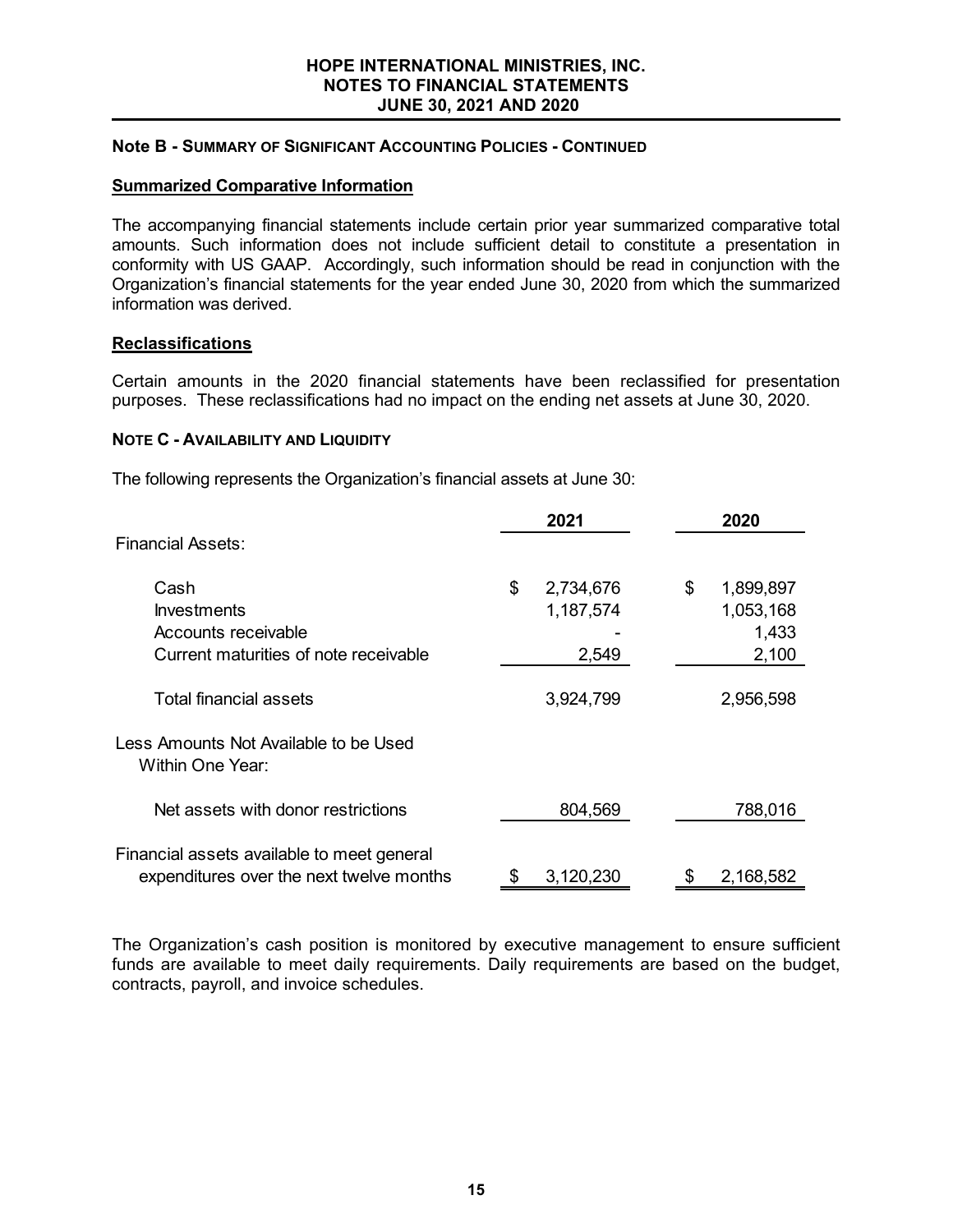HOPE INTERNATIONAL MINISTRIES, INC.
NOTES TO FINANCIAL STATEMENTS
JUNE 30, 2021 AND 2020

**Note B - Summary of Significant Accounting Policies - Continued**

**Summarized Comparative Information**

The accompanying financial statements include certain prior year summarized comparative total amounts. Such information does not include sufficient detail to constitute a presentation in conformity with US GAAP. Accordingly, such information should be read in conjunction with the Organization's financial statements for the year ended June 30, 2020 from which the summarized information was derived.

**Reclassifications**

Certain amounts in the 2020 financial statements have been reclassified for presentation purposes. These reclassifications had no impact on the ending net assets at June 30, 2020.

**Note C - Availability and Liquidity**

The following represents the Organization's financial assets at June 30:

| | 2021 | 2020 |
|---|---|---|
| Financial Assets: | | |
| Cash | $ 2,734,676 | $ 1,899,897 |
| Investments | 1,187,574 | 1,053,168 |
| Accounts receivable | - | 1,433 |
| Current maturities of note receivable | 2,549 | 2,100 |
| Total financial assets | 3,924,799 | 2,956,598 |
| Less Amounts Not Available to be Used Within One Year: | | |
| Net assets with donor restrictions | 804,569 | 788,016 |
| Financial assets available to meet general expenditures over the next twelve months | $ 3,120,230 | $ 2,168,582 |

The Organization's cash position is monitored by executive management to ensure sufficient funds are available to meet daily requirements. Daily requirements are based on the budget, contracts, payroll, and invoice schedules.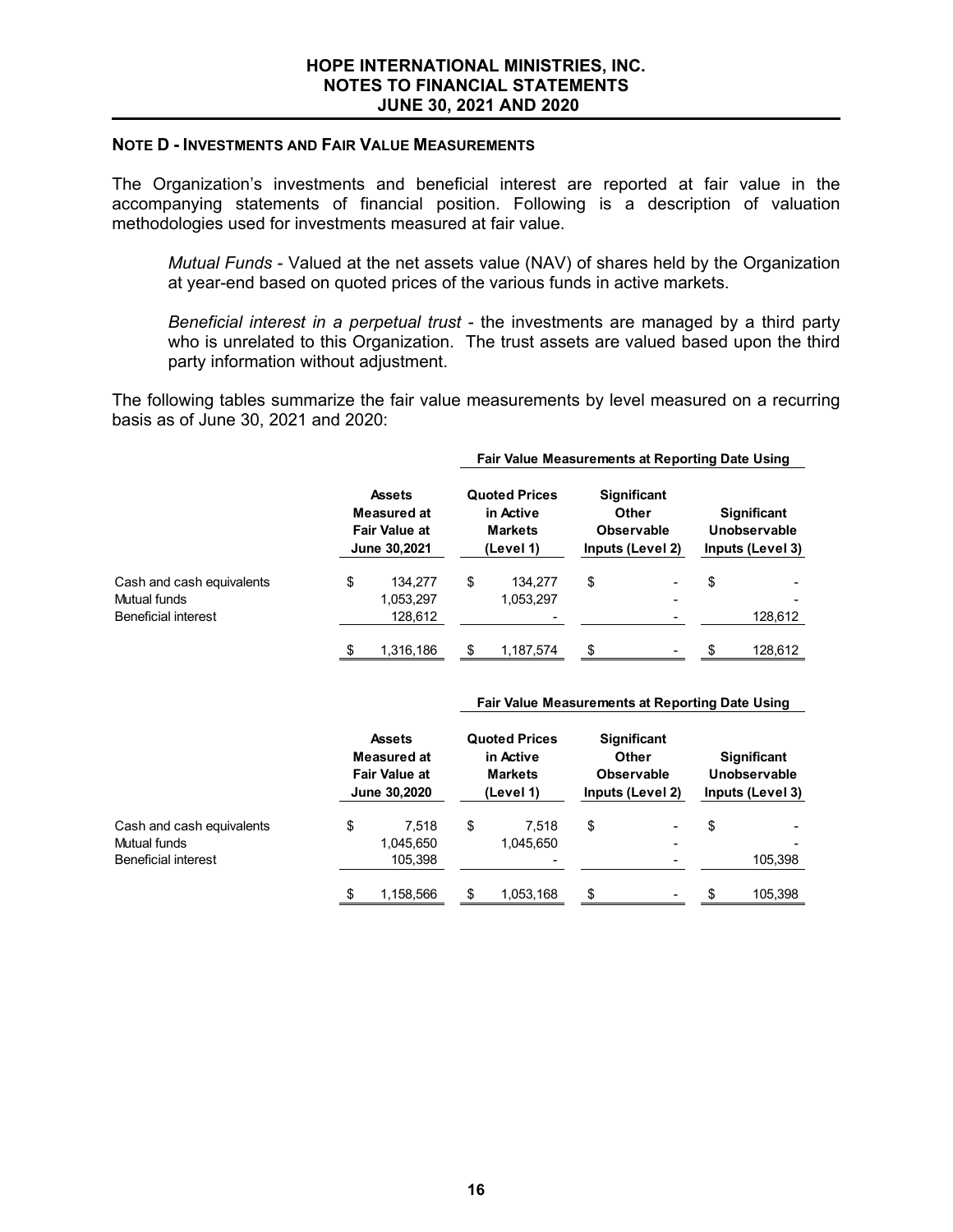**NOTE D - INVESTMENTS AND FAIR VALUE MEASUREMENTS**

The Organization's investments and beneficial interest are reported at fair value in the accompanying statements of financial position. Following is a description of valuation methodologies used for investments measured at fair value.

*Mutual Funds* - Valued at the net assets value (NAV) of shares held by the Organization at year-end based on quoted prices of the various funds in active markets.

*Beneficial interest in a perpetual trust* - the investments are managed by a third party who is unrelated to this Organization. The trust assets are valued based upon the third party information without adjustment.

The following tables summarize the fair value measurements by level measured on a recurring basis as of June 30, 2021 and 2020:

| | | Fair Value Measurements at Reporting Date Using | | |
|---|---|---|---|---|
| | Assets Measured at Fair Value at June 30,2021 | Quoted Prices in Active Markets (Level 1) | Significant Other Observable Inputs (Level 2) | Significant Unobservable Inputs (Level 3) |
| Cash and cash equivalents | $ 134,277 | $ 134,277 | $ - | $ - |
| Mutual funds | 1,053,297 | 1,053,297 | - | - |
| Beneficial interest | 128,612 | - | - | 128,612 |
| | $ 1,316,186 | $ 1,187,574 | $ - | $ 128,612 |

| | | Fair Value Measurements at Reporting Date Using | | |
|---|---|---|---|---|
| | Assets Measured at Fair Value at June 30,2020 | Quoted Prices in Active Markets (Level 1) | Significant Other Observable Inputs (Level 2) | Significant Unobservable Inputs (Level 3) |
| Cash and cash equivalents | $ 7,518 | $ 7,518 | $ - | $ - |
| Mutual funds | 1,045,650 | 1,045,650 | - | - |
| Beneficial interest | 105,398 | - | - | 105,398 |
| | $ 1,158,566 | $ 1,053,168 | $ - | $ 105,398 |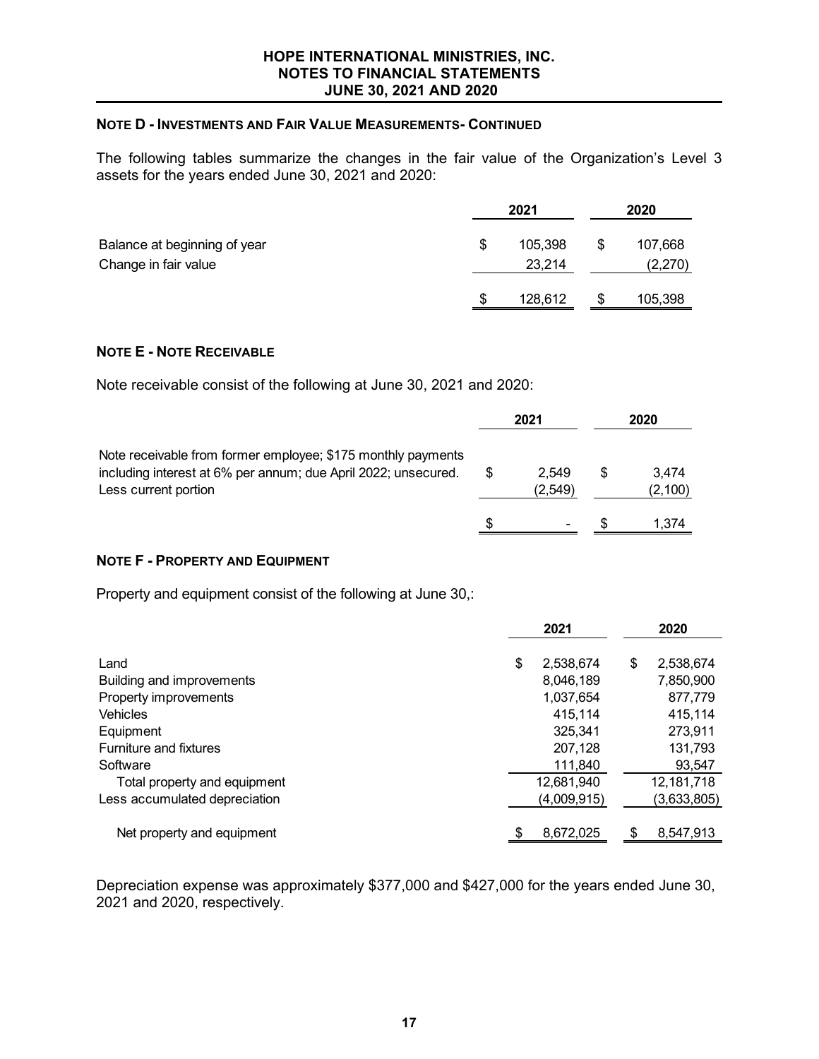#### NOTE D - INVESTMENTS AND FAIR VALUE MEASUREMENTS- CONTINUED

The following tables summarize the changes in the fair value of the Organization's Level 3 assets for the years ended June 30, 2021 and 2020:

| | 2021 | 2020 |
|---|---|---|
| Balance at beginning of year | $ 105,398 | $ 107,668 |
| Change in fair value | 23,214 | (2,270) |
| | $ 128,612 | $ 105,398 |

#### NOTE E - NOTE RECEIVABLE

Note receivable consist of the following at June 30, 2021 and 2020:

| | 2021 | 2020 |
|---|---|---|
| Note receivable from former employee; $175 monthly payments including interest at 6% per annum; due April 2022; unsecured. | $ 2,549 | $ 3,474 |
| Less current portion | (2,549) | (2,100) |
| | $ - | $ 1,374 |

#### NOTE F - PROPERTY AND EQUIPMENT

Property and equipment consist of the following at June 30,:

| | 2021 | 2020 |
|---|---|---|
| Land | $ 2,538,674 | $ 2,538,674 |
| Building and improvements | 8,046,189 | 7,850,900 |
| Property improvements | 1,037,654 | 877,779 |
| Vehicles | 415,114 | 415,114 |
| Equipment | 325,341 | 273,911 |
| Furniture and fixtures | 207,128 | 131,793 |
| Software | 111,840 | 93,547 |
| Total property and equipment | 12,681,940 | 12,181,718 |
| Less accumulated depreciation | (4,009,915) | (3,633,805) |
| Net property and equipment | $ 8,672,025 | $ 8,547,913 |

Depreciation expense was approximately $377,000 and $427,000 for the years ended June 30, 2021 and 2020, respectively.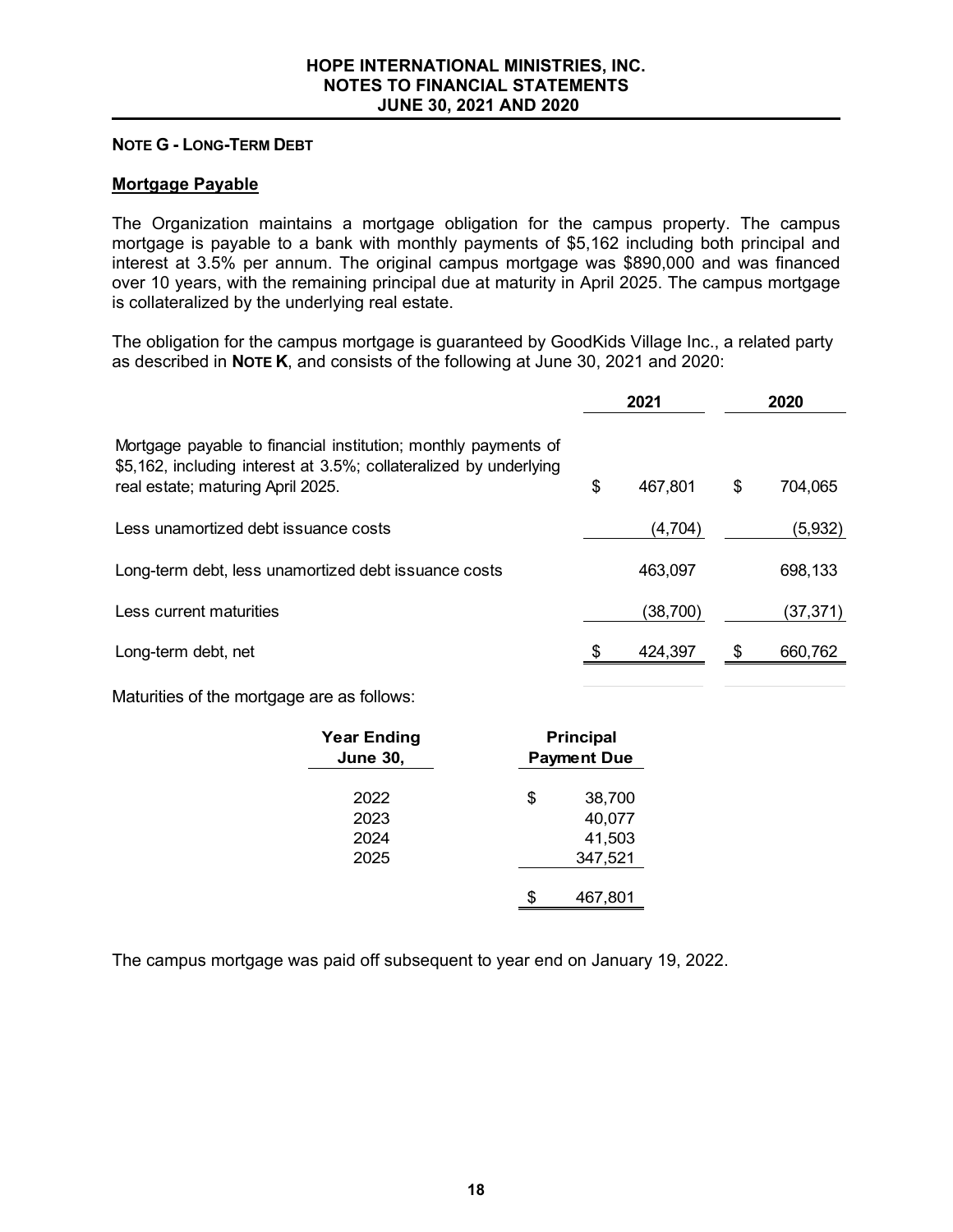**HOPE INTERNATIONAL MINISTRIES, INC.**
**NOTES TO FINANCIAL STATEMENTS**
**JUNE 30, 2021 AND 2020**

## NOTE G - LONG-TERM DEBT

### Mortgage Payable

The Organization maintains a mortgage obligation for the campus property. The campus mortgage is payable to a bank with monthly payments of $5,162 including both principal and interest at 3.5% per annum. The original campus mortgage was $890,000 and was financed over 10 years, with the remaining principal due at maturity in April 2025. The campus mortgage is collateralized by the underlying real estate.

The obligation for the campus mortgage is guaranteed by GoodKids Village Inc., a related party as described in **NOTE K**, and consists of the following at June 30, 2021 and 2020:

| | 2021 | 2020 |
|---|---|---|
| Mortgage payable to financial institution; monthly payments of $5,162, including interest at 3.5%; collateralized by underlying real estate; maturing April 2025. | $ 467,801 | $ 704,065 |
| Less unamortized debt issuance costs | (4,704) | (5,932) |
| Long-term debt, less unamortized debt issuance costs | 463,097 | 698,133 |
| Less current maturities | (38,700) | (37,371) |
| Long-term debt, net | $ 424,397 | $ 660,762 |

Maturities of the mortgage are as follows:

| Year Ending June 30, | Principal Payment Due |
|---|---|
| 2022 | $ 38,700 |
| 2023 | 40,077 |
| 2024 | 41,503 |
| 2025 | 347,521 |
| | $ 467,801 |

The campus mortgage was paid off subsequent to year end on January 19, 2022.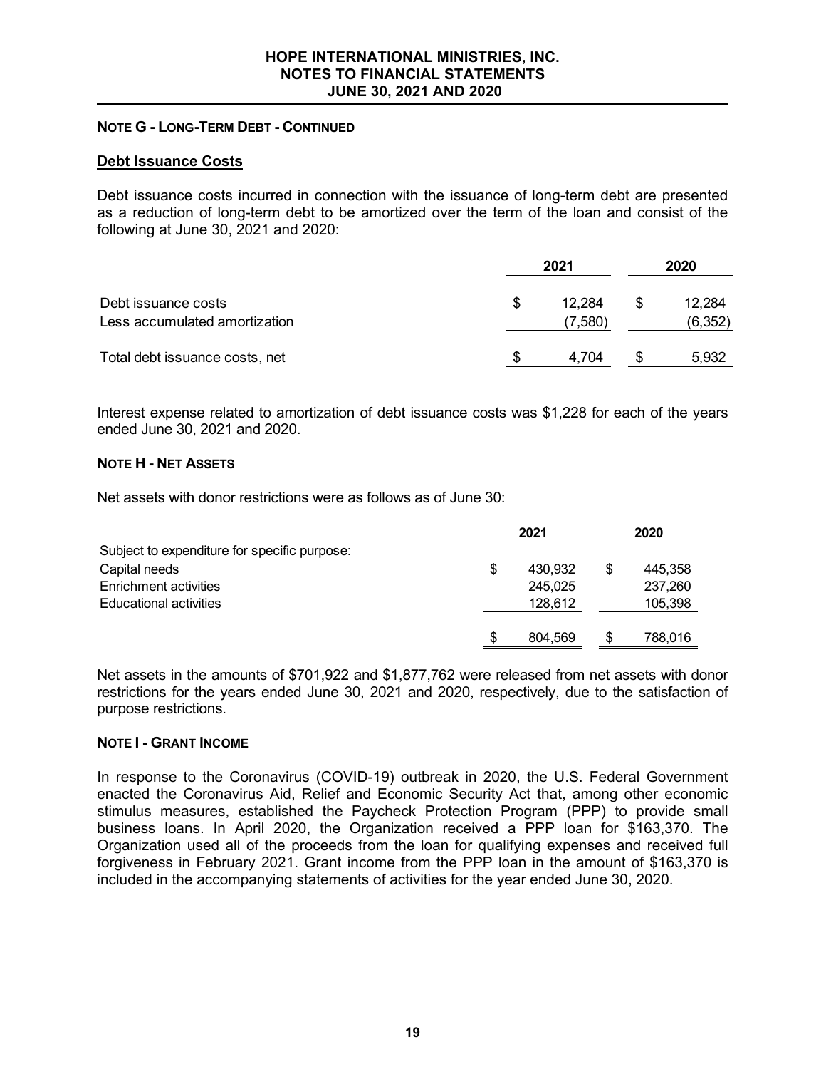**NOTE G - LONG-TERM DEBT - CONTINUED**

**Debt Issuance Costs**

Debt issuance costs incurred in connection with the issuance of long-term debt are presented as a reduction of long-term debt to be amortized over the term of the loan and consist of the following at June 30, 2021 and 2020:

| | 2021 | 2020 |
|---|---|---|
| Debt issuance costs | $ 12,284 | $ 12,284 |
| Less accumulated amortization | (7,580) | (6,352) |
| Total debt issuance costs, net | $ 4,704 | $ 5,932 |

Interest expense related to amortization of debt issuance costs was $1,228 for each of the years ended June 30, 2021 and 2020.

**NOTE H - NET ASSETS**

Net assets with donor restrictions were as follows as of June 30:

| | 2021 | 2020 |
|---|---|---|
| Subject to expenditure for specific purpose: | | |
| Capital needs | $ 430,932 | $ 445,358 |
| Enrichment activities | 245,025 | 237,260 |
| Educational activities | 128,612 | 105,398 |
| | $ 804,569 | $ 788,016 |

Net assets in the amounts of $701,922 and $1,877,762 were released from net assets with donor restrictions for the years ended June 30, 2021 and 2020, respectively, due to the satisfaction of purpose restrictions.

**NOTE I - GRANT INCOME**

In response to the Coronavirus (COVID-19) outbreak in 2020, the U.S. Federal Government enacted the Coronavirus Aid, Relief and Economic Security Act that, among other economic stimulus measures, established the Paycheck Protection Program (PPP) to provide small business loans. In April 2020, the Organization received a PPP loan for $163,370. The Organization used all of the proceeds from the loan for qualifying expenses and received full forgiveness in February 2021. Grant income from the PPP loan in the amount of $163,370 is included in the accompanying statements of activities for the year ended June 30, 2020.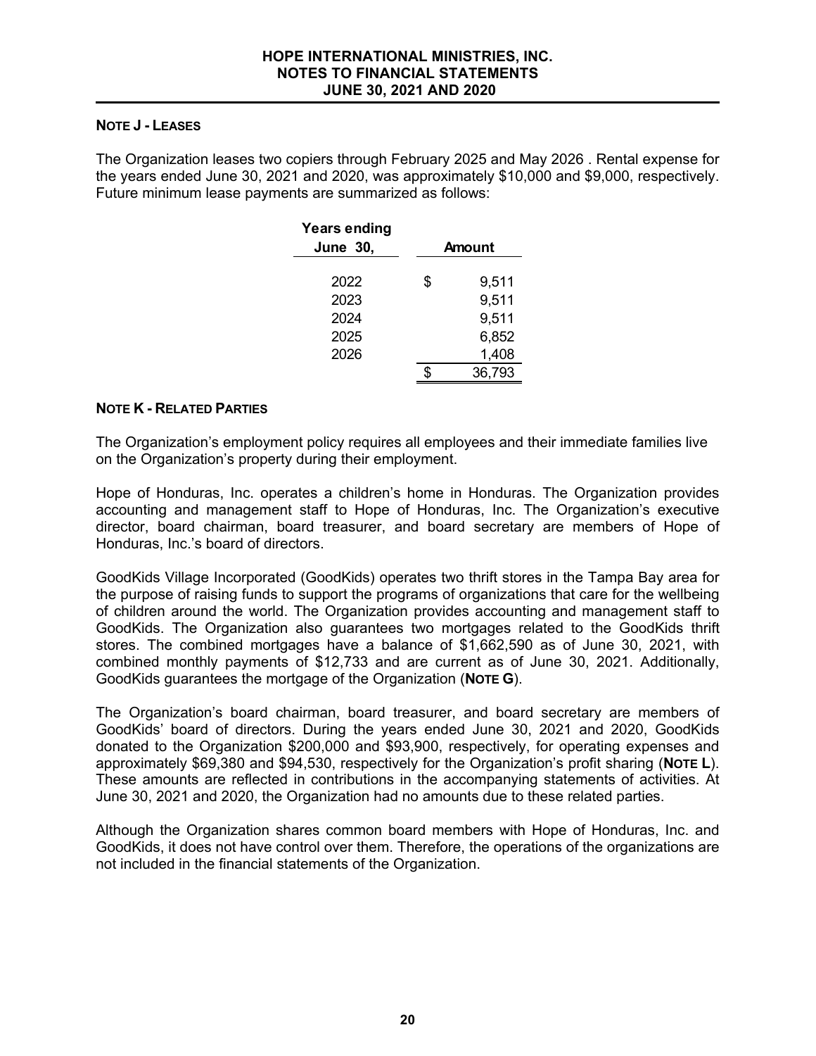## NOTE J - LEASES

The Organization leases two copiers through February 2025 and May 2026 . Rental expense for the years ended June 30, 2021 and 2020, was approximately $10,000 and $9,000, respectively. Future minimum lease payments are summarized as follows:

| Years ending June 30, | Amount |
|---|---|
| 2022 | $ 9,511 |
| 2023 | 9,511 |
| 2024 | 9,511 |
| 2025 | 6,852 |
| 2026 | 1,408 |
| | $ 36,793 |

## NOTE K - RELATED PARTIES

The Organization's employment policy requires all employees and their immediate families live on the Organization's property during their employment.

Hope of Honduras, Inc. operates a children's home in Honduras. The Organization provides accounting and management staff to Hope of Honduras, Inc. The Organization's executive director, board chairman, board treasurer, and board secretary are members of Hope of Honduras, Inc.'s board of directors.

GoodKids Village Incorporated (GoodKids) operates two thrift stores in the Tampa Bay area for the purpose of raising funds to support the programs of organizations that care for the wellbeing of children around the world. The Organization provides accounting and management staff to GoodKids. The Organization also guarantees two mortgages related to the GoodKids thrift stores. The combined mortgages have a balance of $1,662,590 as of June 30, 2021, with combined monthly payments of $12,733 and are current as of June 30, 2021. Additionally, GoodKids guarantees the mortgage of the Organization (**NOTE G**).

The Organization's board chairman, board treasurer, and board secretary are members of GoodKids' board of directors. During the years ended June 30, 2021 and 2020, GoodKids donated to the Organization $200,000 and $93,900, respectively, for operating expenses and approximately $69,380 and $94,530, respectively for the Organization's profit sharing (**NOTE L**). These amounts are reflected in contributions in the accompanying statements of activities. At June 30, 2021 and 2020, the Organization had no amounts due to these related parties.

Although the Organization shares common board members with Hope of Honduras, Inc. and GoodKids, it does not have control over them. Therefore, the operations of the organizations are not included in the financial statements of the Organization.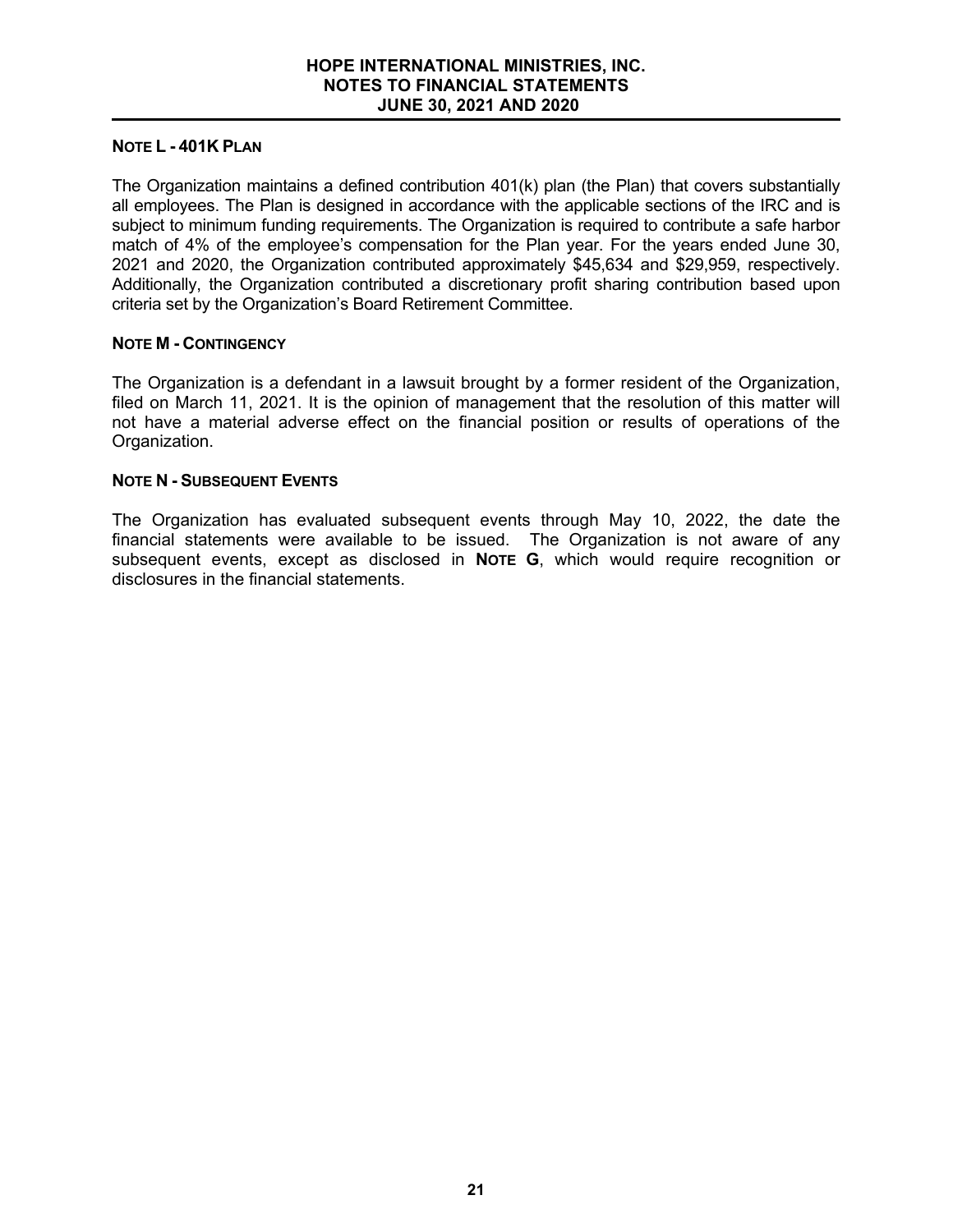### NOTE L - 401K PLAN

The Organization maintains a defined contribution 401(k) plan (the Plan) that covers substantially all employees. The Plan is designed in accordance with the applicable sections of the IRC and is subject to minimum funding requirements. The Organization is required to contribute a safe harbor match of 4% of the employee's compensation for the Plan year. For the years ended June 30, 2021 and 2020, the Organization contributed approximately $45,634 and $29,959, respectively. Additionally, the Organization contributed a discretionary profit sharing contribution based upon criteria set by the Organization's Board Retirement Committee.

### NOTE M - CONTINGENCY

The Organization is a defendant in a lawsuit brought by a former resident of the Organization, filed on March 11, 2021. It is the opinion of management that the resolution of this matter will not have a material adverse effect on the financial position or results of operations of the Organization.

### NOTE N - SUBSEQUENT EVENTS

The Organization has evaluated subsequent events through May 10, 2022, the date the financial statements were available to be issued. The Organization is not aware of any subsequent events, except as disclosed in **NOTE G**, which would require recognition or disclosures in the financial statements.